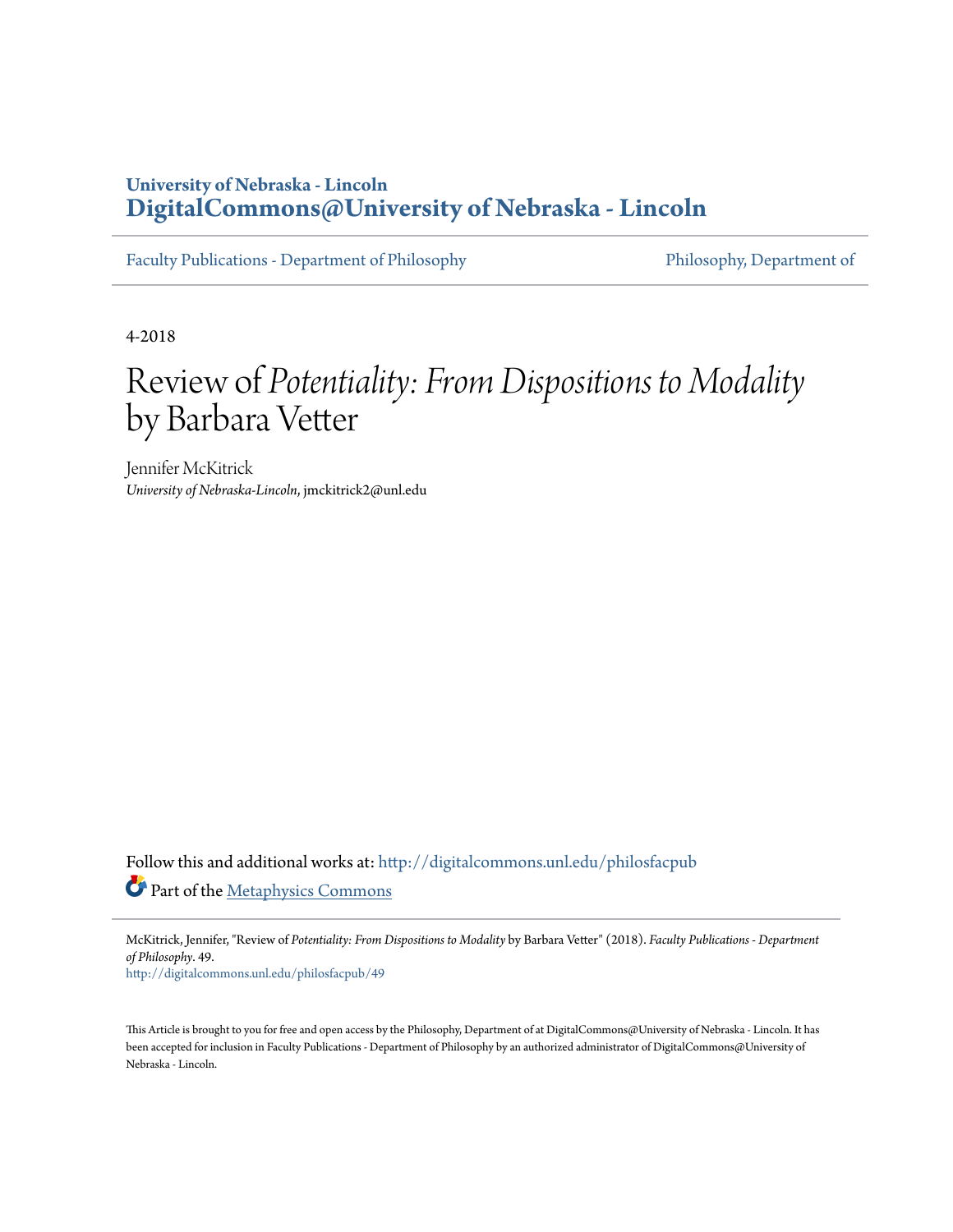# University of Nebraska - Lincoln
# DigitalCommons@University of Nebraska - Lincoln

Faculty Publications - Department of Philosophy | Philosophy, Department of

4-2018

# Review of *Potentiality: From Dispositions to Modality* by Barbara Vetter

Jennifer McKitrick
*University of Nebraska-Lincoln*, jmckitrick2@unl.edu

Follow this and additional works at: http://digitalcommons.unl.edu/philosfacpub

Part of the Metaphysics Commons

McKitrick, Jennifer, "Review of *Potentiality: From Dispositions to Modality* by Barbara Vetter" (2018). *Faculty Publications - Department of Philosophy*. 49.
http://digitalcommons.unl.edu/philosfacpub/49

This Article is brought to you for free and open access by the Philosophy, Department of at DigitalCommons@University of Nebraska - Lincoln. It has been accepted for inclusion in Faculty Publications - Department of Philosophy by an authorized administrator of DigitalCommons@University of Nebraska - Lincoln.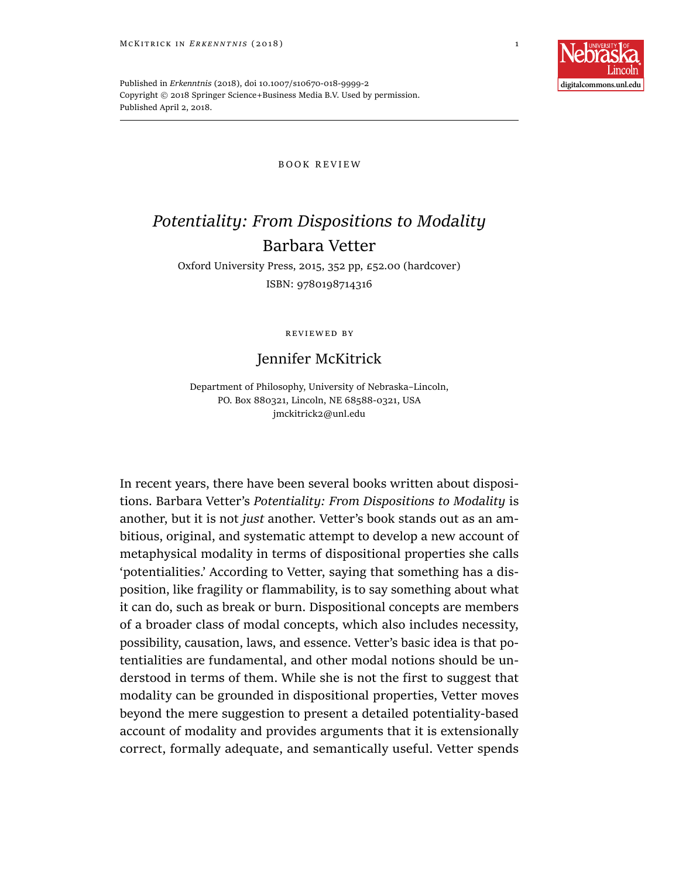Published in *Erkenntnis* (2018), doi 10.1007/s10670-018-9999-2
Copyright © 2018 Springer Science+Business Media B.V. Used by permission.
Published April 2, 2018.

BOOK REVIEW

# *Potentiality: From Dispositions to Modality*

## Barbara Vetter

Oxford University Press, 2015, 352 pp, £52.00 (hardcover)
ISBN: 9780198714316

REVIEWED BY

## Jennifer McKitrick

Department of Philosophy, University of Nebraska–Lincoln,
PO. Box 880321, Lincoln, NE 68588-0321, USA
jmckitrick2@unl.edu

In recent years, there have been several books written about dispositions. Barbara Vetter's *Potentiality: From Dispositions to Modality* is another, but it is not *just* another. Vetter's book stands out as an ambitious, original, and systematic attempt to develop a new account of metaphysical modality in terms of dispositional properties she calls 'potentialities.' According to Vetter, saying that something has a disposition, like fragility or flammability, is to say something about what it can do, such as break or burn. Dispositional concepts are members of a broader class of modal concepts, which also includes necessity, possibility, causation, laws, and essence. Vetter's basic idea is that potentialities are fundamental, and other modal notions should be understood in terms of them. While she is not the first to suggest that modality can be grounded in dispositional properties, Vetter moves beyond the mere suggestion to present a detailed potentiality-based account of modality and provides arguments that it is extensionally correct, formally adequate, and semantically useful. Vetter spends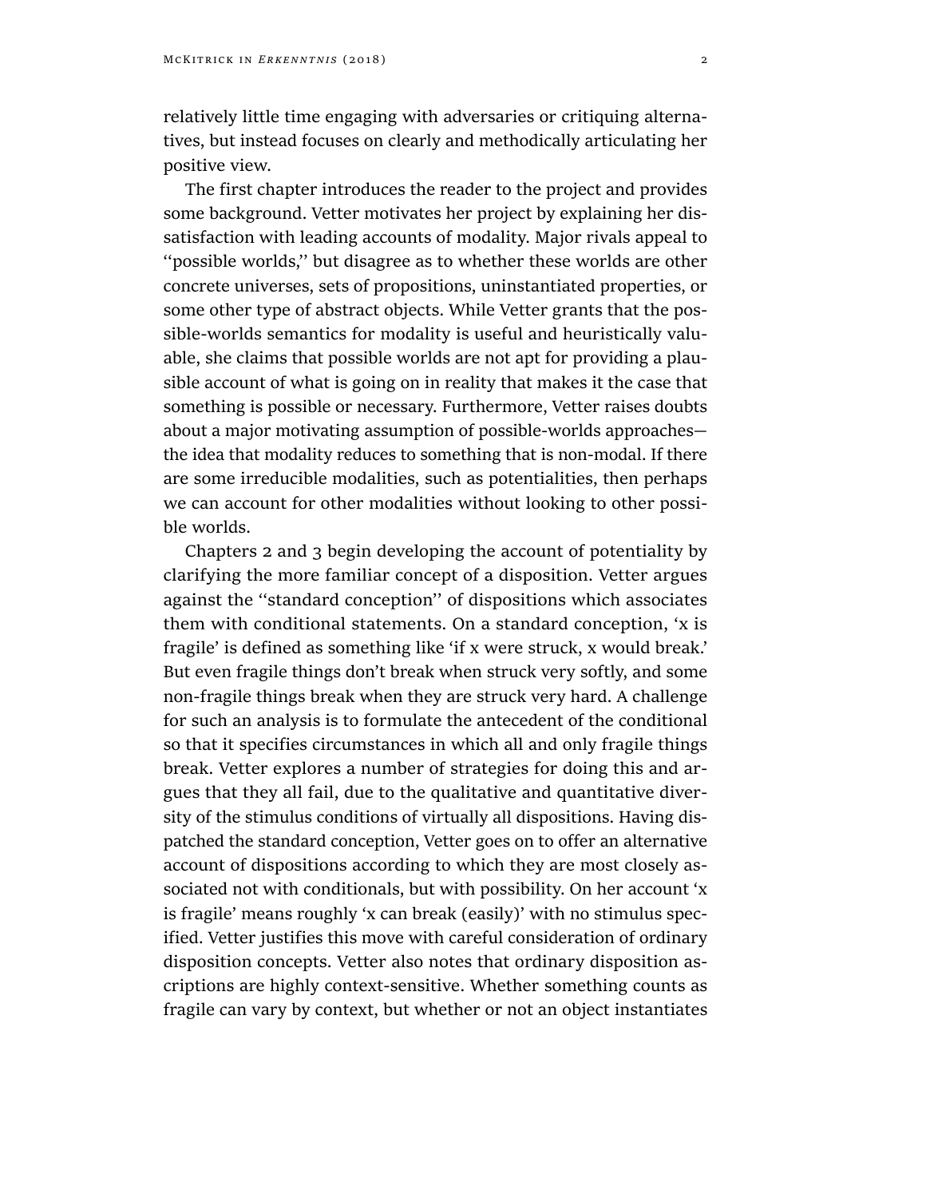relatively little time engaging with adversaries or critiquing alternatives, but instead focuses on clearly and methodically articulating her positive view.

The first chapter introduces the reader to the project and provides some background. Vetter motivates her project by explaining her dissatisfaction with leading accounts of modality. Major rivals appeal to ''possible worlds,'' but disagree as to whether these worlds are other concrete universes, sets of propositions, uninstantiated properties, or some other type of abstract objects. While Vetter grants that the possible-worlds semantics for modality is useful and heuristically valuable, she claims that possible worlds are not apt for providing a plausible account of what is going on in reality that makes it the case that something is possible or necessary. Furthermore, Vetter raises doubts about a major motivating assumption of possible-worlds approaches—the idea that modality reduces to something that is non-modal. If there are some irreducible modalities, such as potentialities, then perhaps we can account for other modalities without looking to other possible worlds.

Chapters 2 and 3 begin developing the account of potentiality by clarifying the more familiar concept of a disposition. Vetter argues against the ''standard conception'' of dispositions which associates them with conditional statements. On a standard conception, 'x is fragile' is defined as something like 'if x were struck, x would break.' But even fragile things don't break when struck very softly, and some non-fragile things break when they are struck very hard. A challenge for such an analysis is to formulate the antecedent of the conditional so that it specifies circumstances in which all and only fragile things break. Vetter explores a number of strategies for doing this and argues that they all fail, due to the qualitative and quantitative diversity of the stimulus conditions of virtually all dispositions. Having dispatched the standard conception, Vetter goes on to offer an alternative account of dispositions according to which they are most closely associated not with conditionals, but with possibility. On her account 'x is fragile' means roughly 'x can break (easily)' with no stimulus specified. Vetter justifies this move with careful consideration of ordinary disposition concepts. Vetter also notes that ordinary disposition ascriptions are highly context-sensitive. Whether something counts as fragile can vary by context, but whether or not an object instantiates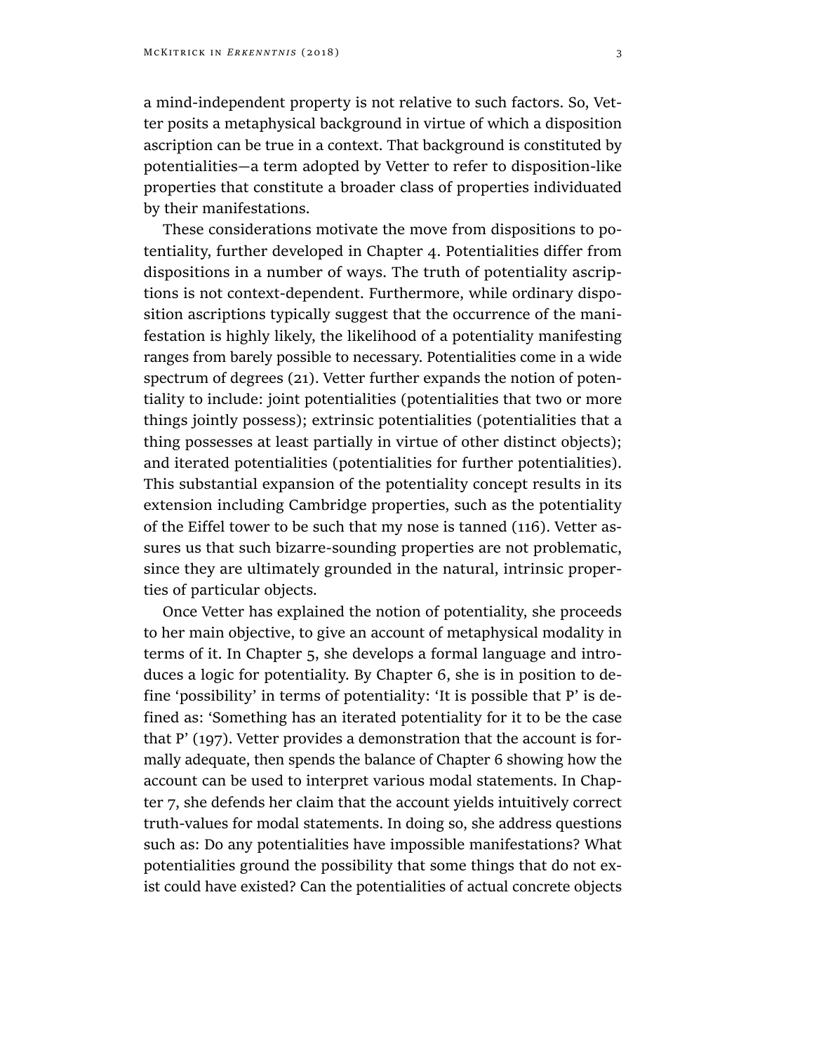a mind-independent property is not relative to such factors. So, Vetter posits a metaphysical background in virtue of which a disposition ascription can be true in a context. That background is constituted by potentialities—a term adopted by Vetter to refer to disposition-like properties that constitute a broader class of properties individuated by their manifestations.

These considerations motivate the move from dispositions to potentiality, further developed in Chapter 4. Potentialities differ from dispositions in a number of ways. The truth of potentiality ascriptions is not context-dependent. Furthermore, while ordinary disposition ascriptions typically suggest that the occurrence of the manifestation is highly likely, the likelihood of a potentiality manifesting ranges from barely possible to necessary. Potentialities come in a wide spectrum of degrees (21). Vetter further expands the notion of potentiality to include: joint potentialities (potentialities that two or more things jointly possess); extrinsic potentialities (potentialities that a thing possesses at least partially in virtue of other distinct objects); and iterated potentialities (potentialities for further potentialities). This substantial expansion of the potentiality concept results in its extension including Cambridge properties, such as the potentiality of the Eiffel tower to be such that my nose is tanned (116). Vetter assures us that such bizarre-sounding properties are not problematic, since they are ultimately grounded in the natural, intrinsic properties of particular objects.

Once Vetter has explained the notion of potentiality, she proceeds to her main objective, to give an account of metaphysical modality in terms of it. In Chapter 5, she develops a formal language and introduces a logic for potentiality. By Chapter 6, she is in position to define 'possibility' in terms of potentiality: 'It is possible that P' is defined as: 'Something has an iterated potentiality for it to be the case that P' (197). Vetter provides a demonstration that the account is formally adequate, then spends the balance of Chapter 6 showing how the account can be used to interpret various modal statements. In Chapter 7, she defends her claim that the account yields intuitively correct truth-values for modal statements. In doing so, she address questions such as: Do any potentialities have impossible manifestations? What potentialities ground the possibility that some things that do not exist could have existed? Can the potentialities of actual concrete objects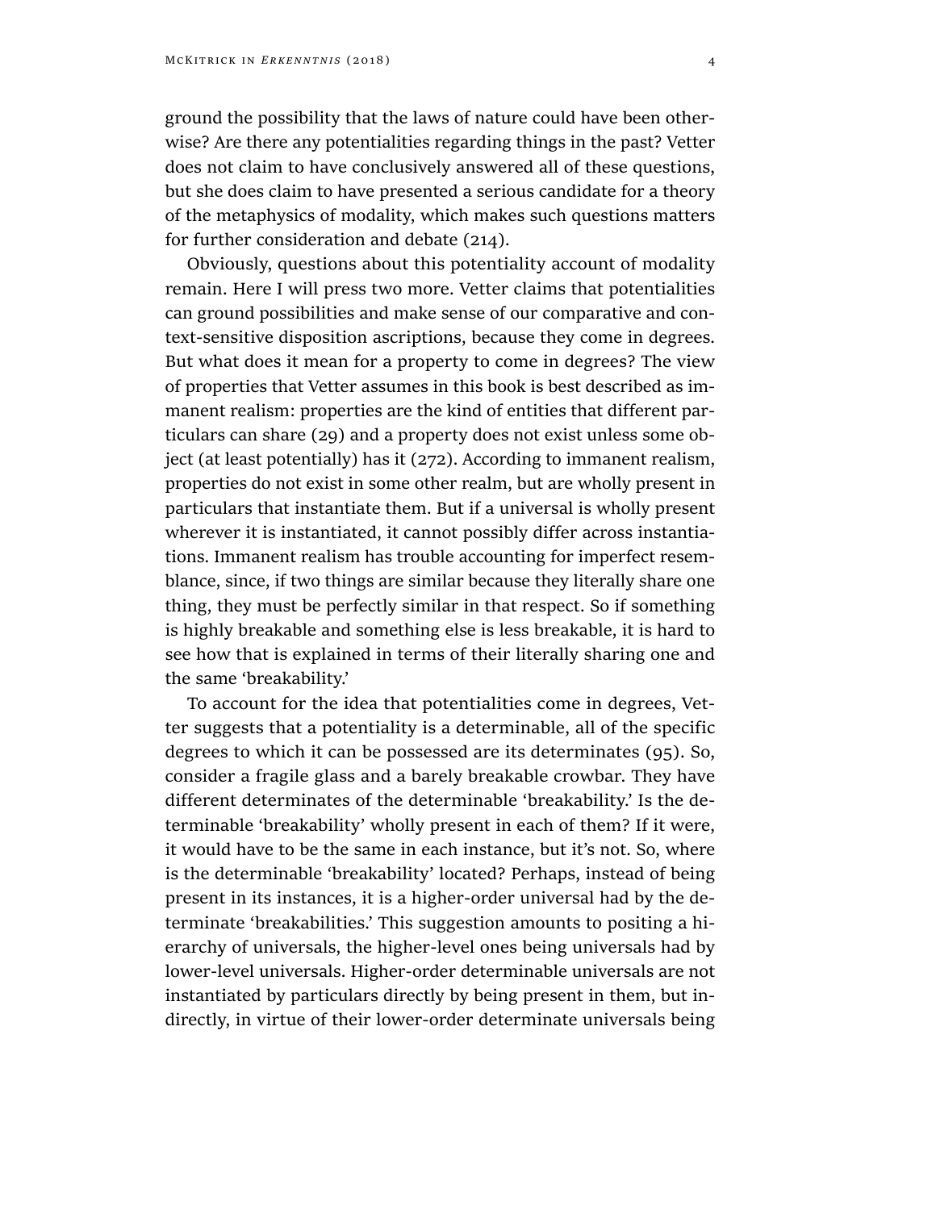ground the possibility that the laws of nature could have been otherwise? Are there any potentialities regarding things in the past? Vetter does not claim to have conclusively answered all of these questions, but she does claim to have presented a serious candidate for a theory of the metaphysics of modality, which makes such questions matters for further consideration and debate (214).

Obviously, questions about this potentiality account of modality remain. Here I will press two more. Vetter claims that potentialities can ground possibilities and make sense of our comparative and context-sensitive disposition ascriptions, because they come in degrees. But what does it mean for a property to come in degrees? The view of properties that Vetter assumes in this book is best described as immanent realism: properties are the kind of entities that different particulars can share (29) and a property does not exist unless some object (at least potentially) has it (272). According to immanent realism, properties do not exist in some other realm, but are wholly present in particulars that instantiate them. But if a universal is wholly present wherever it is instantiated, it cannot possibly differ across instantiations. Immanent realism has trouble accounting for imperfect resemblance, since, if two things are similar because they literally share one thing, they must be perfectly similar in that respect. So if something is highly breakable and something else is less breakable, it is hard to see how that is explained in terms of their literally sharing one and the same 'breakability.'

To account for the idea that potentialities come in degrees, Vetter suggests that a potentiality is a determinable, all of the specific degrees to which it can be possessed are its determinates (95). So, consider a fragile glass and a barely breakable crowbar. They have different determinates of the determinable 'breakability.' Is the determinable 'breakability' wholly present in each of them? If it were, it would have to be the same in each instance, but it's not. So, where is the determinable 'breakability' located? Perhaps, instead of being present in its instances, it is a higher-order universal had by the determinate 'breakabilities.' This suggestion amounts to positing a hierarchy of universals, the higher-level ones being universals had by lower-level universals. Higher-order determinable universals are not instantiated by particulars directly by being present in them, but indirectly, in virtue of their lower-order determinate universals being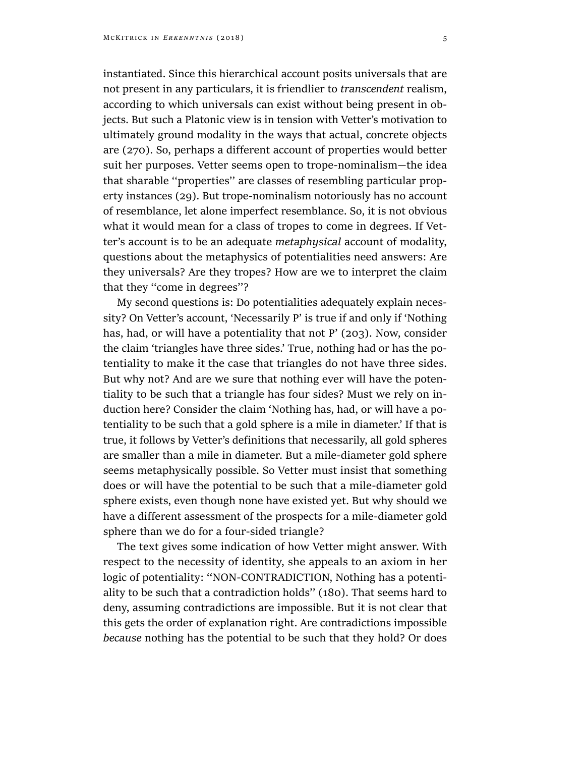instantiated. Since this hierarchical account posits universals that are not present in any particulars, it is friendlier to *transcendent* realism, according to which universals can exist without being present in objects. But such a Platonic view is in tension with Vetter's motivation to ultimately ground modality in the ways that actual, concrete objects are (270). So, perhaps a different account of properties would better suit her purposes. Vetter seems open to trope-nominalism—the idea that sharable ''properties'' are classes of resembling particular property instances (29). But trope-nominalism notoriously has no account of resemblance, let alone imperfect resemblance. So, it is not obvious what it would mean for a class of tropes to come in degrees. If Vetter's account is to be an adequate *metaphysical* account of modality, questions about the metaphysics of potentialities need answers: Are they universals? Are they tropes? How are we to interpret the claim that they ''come in degrees''?

My second questions is: Do potentialities adequately explain necessity? On Vetter's account, 'Necessarily P' is true if and only if 'Nothing has, had, or will have a potentiality that not P' (203). Now, consider the claim 'triangles have three sides.' True, nothing had or has the potentiality to make it the case that triangles do not have three sides. But why not? And are we sure that nothing ever will have the potentiality to be such that a triangle has four sides? Must we rely on induction here? Consider the claim 'Nothing has, had, or will have a potentiality to be such that a gold sphere is a mile in diameter.' If that is true, it follows by Vetter's definitions that necessarily, all gold spheres are smaller than a mile in diameter. But a mile-diameter gold sphere seems metaphysically possible. So Vetter must insist that something does or will have the potential to be such that a mile-diameter gold sphere exists, even though none have existed yet. But why should we have a different assessment of the prospects for a mile-diameter gold sphere than we do for a four-sided triangle?

The text gives some indication of how Vetter might answer. With respect to the necessity of identity, she appeals to an axiom in her logic of potentiality: ''NON-CONTRADICTION, Nothing has a potentiality to be such that a contradiction holds'' (180). That seems hard to deny, assuming contradictions are impossible. But it is not clear that this gets the order of explanation right. Are contradictions impossible *because* nothing has the potential to be such that they hold? Or does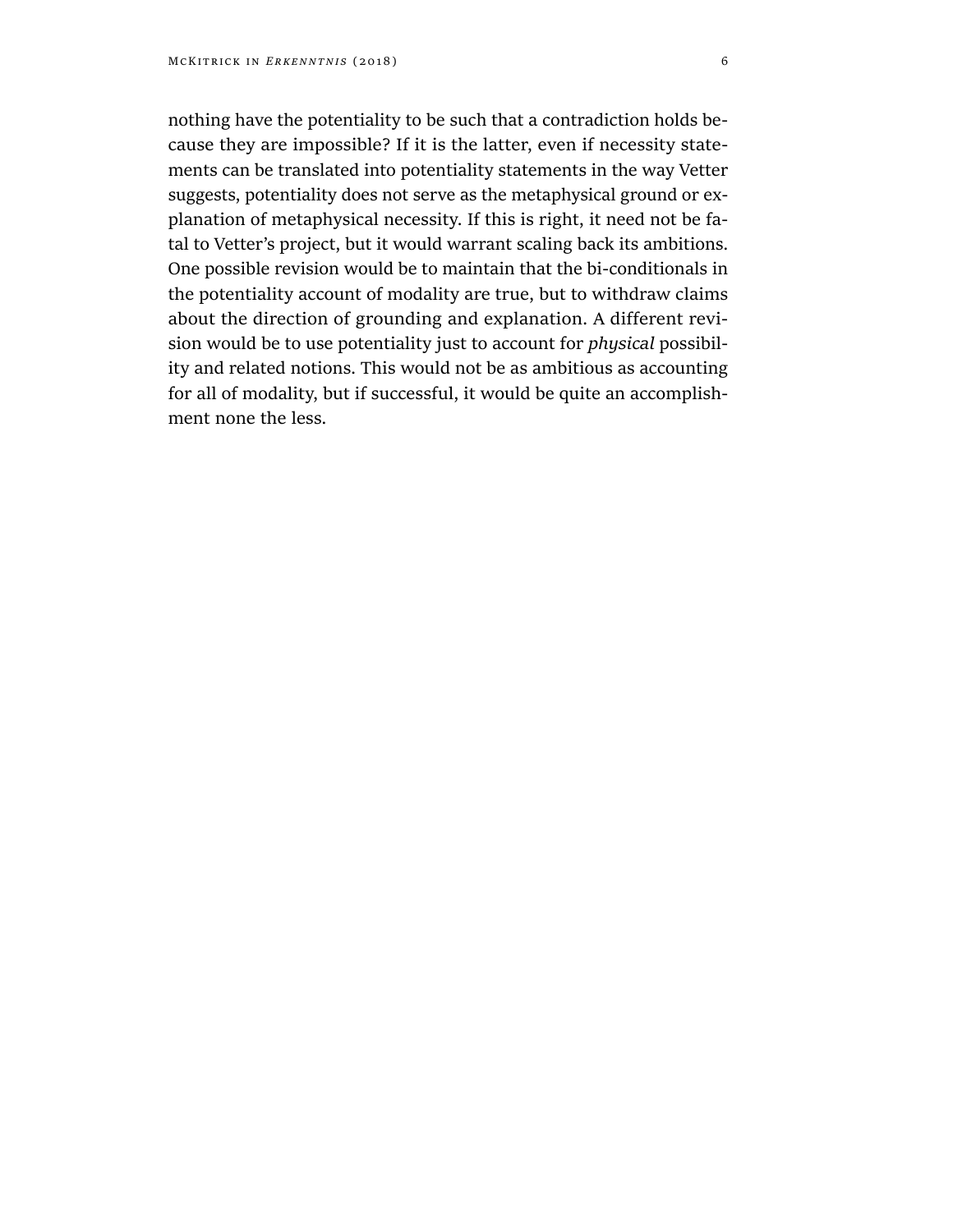nothing have the potentiality to be such that a contradiction holds because they are impossible? If it is the latter, even if necessity statements can be translated into potentiality statements in the way Vetter suggests, potentiality does not serve as the metaphysical ground or explanation of metaphysical necessity. If this is right, it need not be fatal to Vetter's project, but it would warrant scaling back its ambitions. One possible revision would be to maintain that the bi-conditionals in the potentiality account of modality are true, but to withdraw claims about the direction of grounding and explanation. A different revision would be to use potentiality just to account for *physical* possibility and related notions. This would not be as ambitious as accounting for all of modality, but if successful, it would be quite an accomplishment none the less.